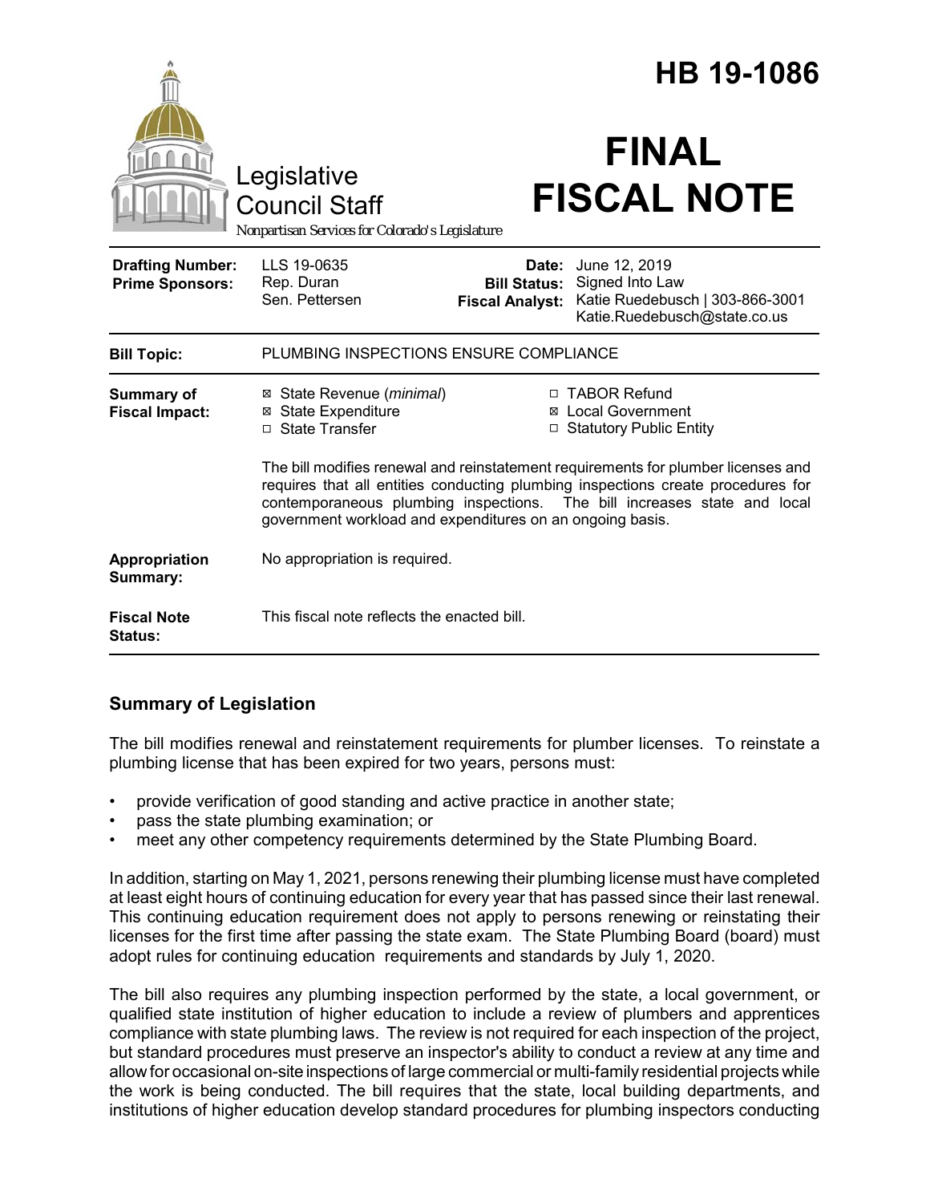# HB 19-1086

Legislative Council Staff

*Nonpartisan Services for Colorado's Legislature*

# FINAL FISCAL NOTE

| | | | |
|---|---|---|---|
| **Drafting Number:** | LLS 19-0635 | **Date:** | June 12, 2019 |
| **Prime Sponsors:** | Rep. Duran | **Bill Status:** | Signed Into Law |
| | Sen. Pettersen | **Fiscal Analyst:** | Katie Ruedebusch \| 303-866-3001 Katie.Ruedebusch@state.co.us |

| | |
|---|---|
| **Bill Topic:** | PLUMBING INSPECTIONS ENSURE COMPLIANCE |
| **Summary of Fiscal Impact:** | ☒ State Revenue (*minimal*) ☒ State Expenditure ☐ State Transfer ☐ TABOR Refund ☒ Local Government ☐ Statutory Public Entity<br><br>The bill modifies renewal and reinstatement requirements for plumber licenses and requires that all entities conducting plumbing inspections create procedures for contemporaneous plumbing inspections. The bill increases state and local government workload and expenditures on an ongoing basis. |
| **Appropriation Summary:** | No appropriation is required. |
| **Fiscal Note Status:** | This fiscal note reflects the enacted bill. |

## Summary of Legislation

The bill modifies renewal and reinstatement requirements for plumber licenses. To reinstate a plumbing license that has been expired for two years, persons must:

- provide verification of good standing and active practice in another state;
- pass the state plumbing examination; or
- meet any other competency requirements determined by the State Plumbing Board.

In addition, starting on May 1, 2021, persons renewing their plumbing license must have completed at least eight hours of continuing education for every year that has passed since their last renewal. This continuing education requirement does not apply to persons renewing or reinstating their licenses for the first time after passing the state exam. The State Plumbing Board (board) must adopt rules for continuing education requirements and standards by July 1, 2020.

The bill also requires any plumbing inspection performed by the state, a local government, or qualified state institution of higher education to include a review of plumbers and apprentices compliance with state plumbing laws. The review is not required for each inspection of the project, but standard procedures must preserve an inspector's ability to conduct a review at any time and allow for occasional on-site inspections of large commercial or multi-family residential projects while the work is being conducted. The bill requires that the state, local building departments, and institutions of higher education develop standard procedures for plumbing inspectors conducting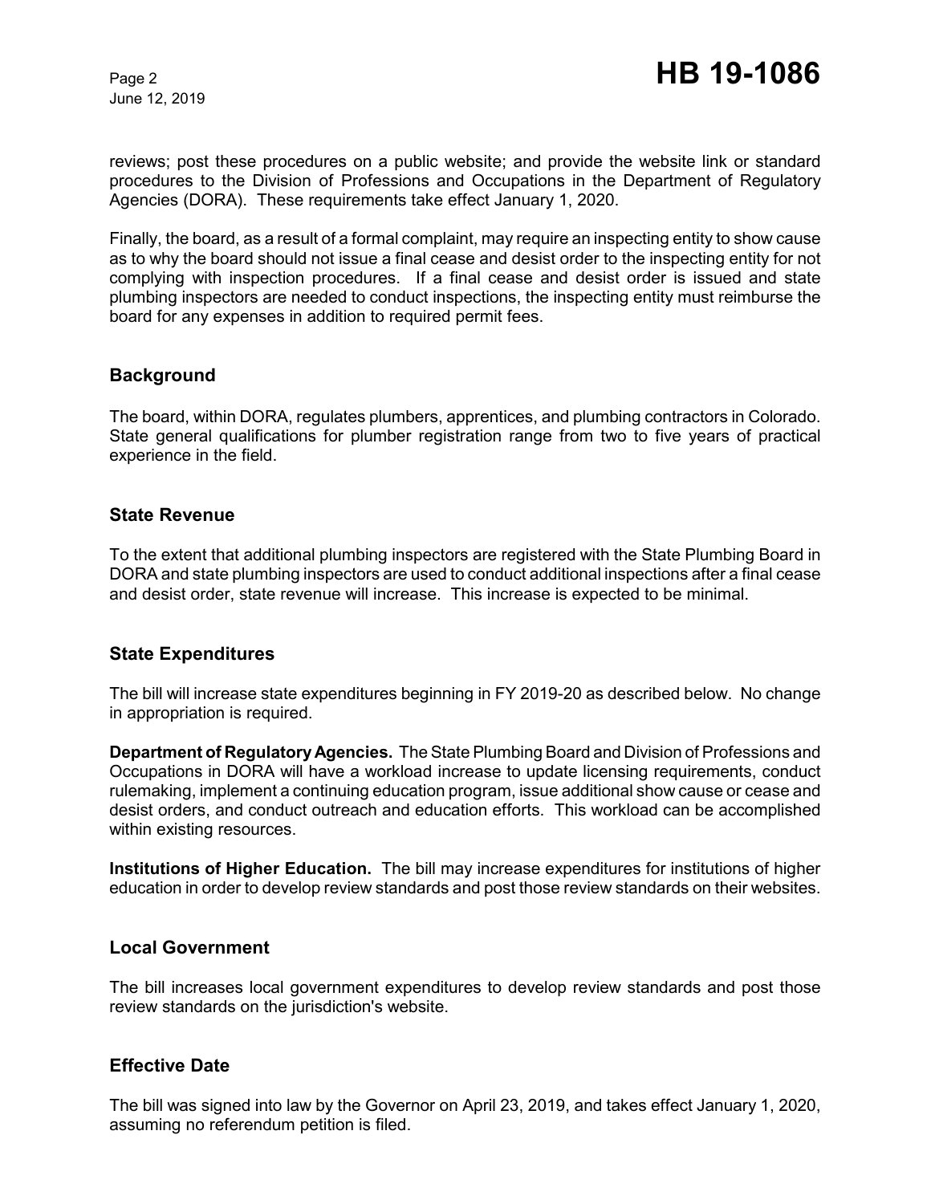reviews; post these procedures on a public website; and provide the website link or standard procedures to the Division of Professions and Occupations in the Department of Regulatory Agencies (DORA). These requirements take effect January 1, 2020.

Finally, the board, as a result of a formal complaint, may require an inspecting entity to show cause as to why the board should not issue a final cease and desist order to the inspecting entity for not complying with inspection procedures. If a final cease and desist order is issued and state plumbing inspectors are needed to conduct inspections, the inspecting entity must reimburse the board for any expenses in addition to required permit fees.

## Background

The board, within DORA, regulates plumbers, apprentices, and plumbing contractors in Colorado. State general qualifications for plumber registration range from two to five years of practical experience in the field.

## State Revenue

To the extent that additional plumbing inspectors are registered with the State Plumbing Board in DORA and state plumbing inspectors are used to conduct additional inspections after a final cease and desist order, state revenue will increase. This increase is expected to be minimal.

## State Expenditures

The bill will increase state expenditures beginning in FY 2019-20 as described below. No change in appropriation is required.

**Department of Regulatory Agencies.** The State Plumbing Board and Division of Professions and Occupations in DORA will have a workload increase to update licensing requirements, conduct rulemaking, implement a continuing education program, issue additional show cause or cease and desist orders, and conduct outreach and education efforts. This workload can be accomplished within existing resources.

**Institutions of Higher Education.** The bill may increase expenditures for institutions of higher education in order to develop review standards and post those review standards on their websites.

## Local Government

The bill increases local government expenditures to develop review standards and post those review standards on the jurisdiction's website.

## Effective Date

The bill was signed into law by the Governor on April 23, 2019, and takes effect January 1, 2020, assuming no referendum petition is filed.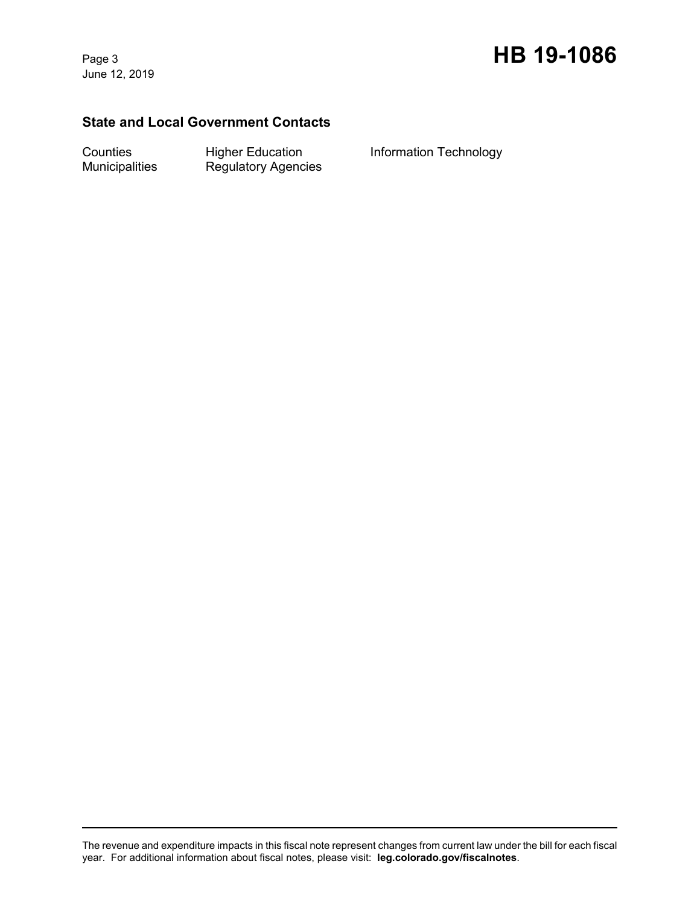## State and Local Government Contacts

| | | |
|---|---|---|
| Counties | Higher Education | Information Technology |
| Municipalities | Regulatory Agencies | |

The revenue and expenditure impacts in this fiscal note represent changes from current law under the bill for each fiscal year. For additional information about fiscal notes, please visit: **leg.colorado.gov/fiscalnotes**.